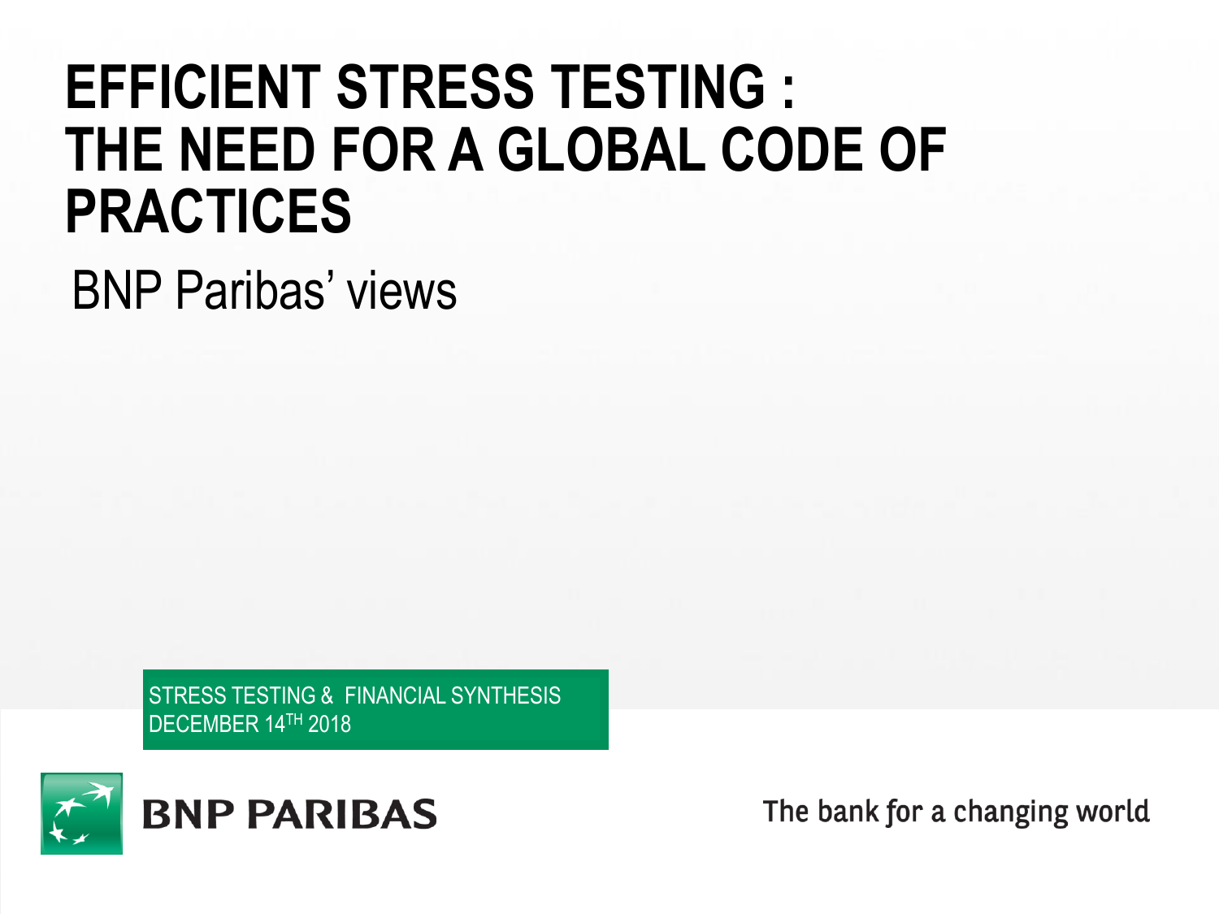# EFFICIENT STRESS TESTING : THE NEED FOR A GLOBAL CODE OF PRACTICES

BNP Paribas' views

STRESS TESTING & FINANCIAL SYNTHESIS
DECEMBER 14TH 2018

BNP PARIBAS

The bank for a changing world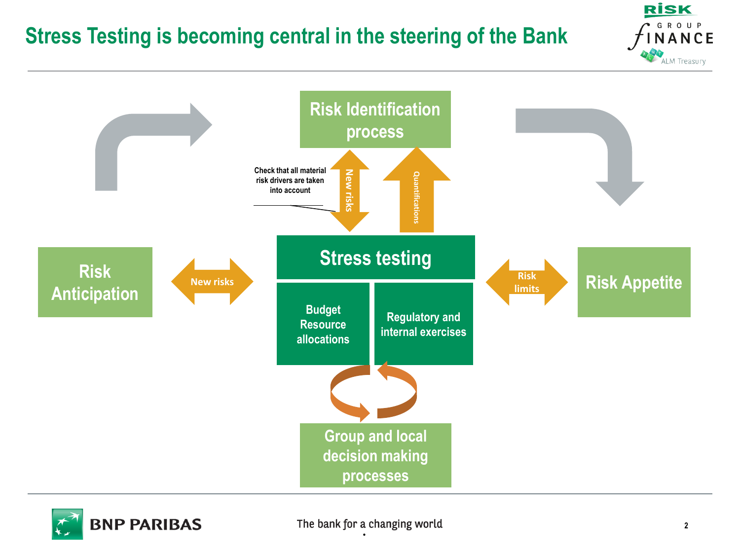# Stress Testing is becoming central in the steering of the Bank

**Risk Identification process**

Check that all material risk drivers are taken into account

New risks

Quantifications

**Risk Anticipation**

New risks

**Stress testing**

- Budget Resource allocations
- Regulatory and internal exercises

Risk limits

**Risk Appetite**

**Group and local decision making processes**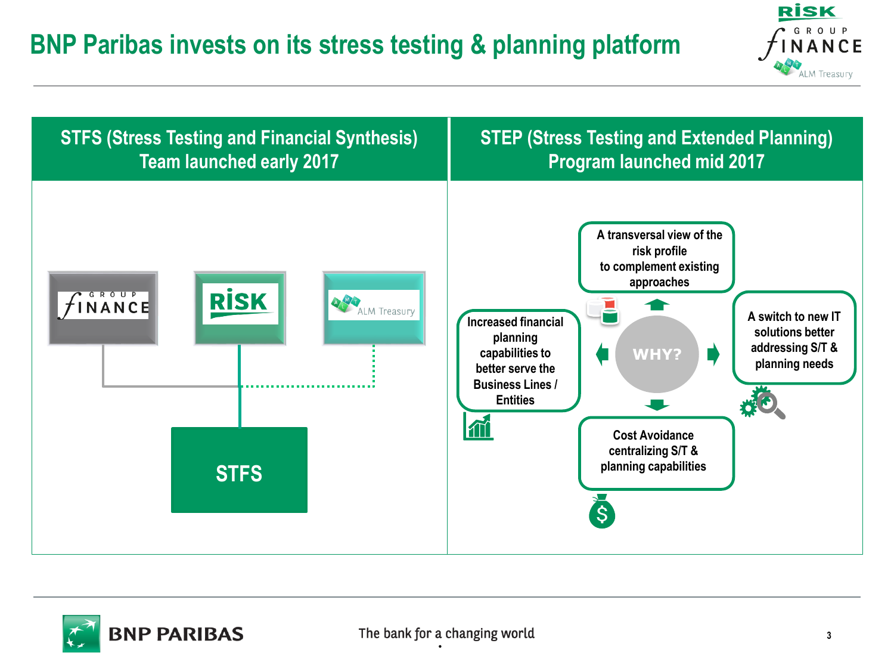# BNP Paribas invests on its stress testing & planning platform

## STFS (Stress Testing and Financial Synthesis) Team launched early 2017

GROUP FINANCE — RISK — ALM Treasury

STFS

## STEP (Stress Testing and Extended Planning) Program launched mid 2017

WHY?

- A transversal view of the risk profile to complement existing approaches
- A switch to new IT solutions better addressing S/T & planning needs
- Cost Avoidance centralizing S/T & planning capabilities
- Increased financial planning capabilities to better serve the Business Lines / Entities

The bank for a changing world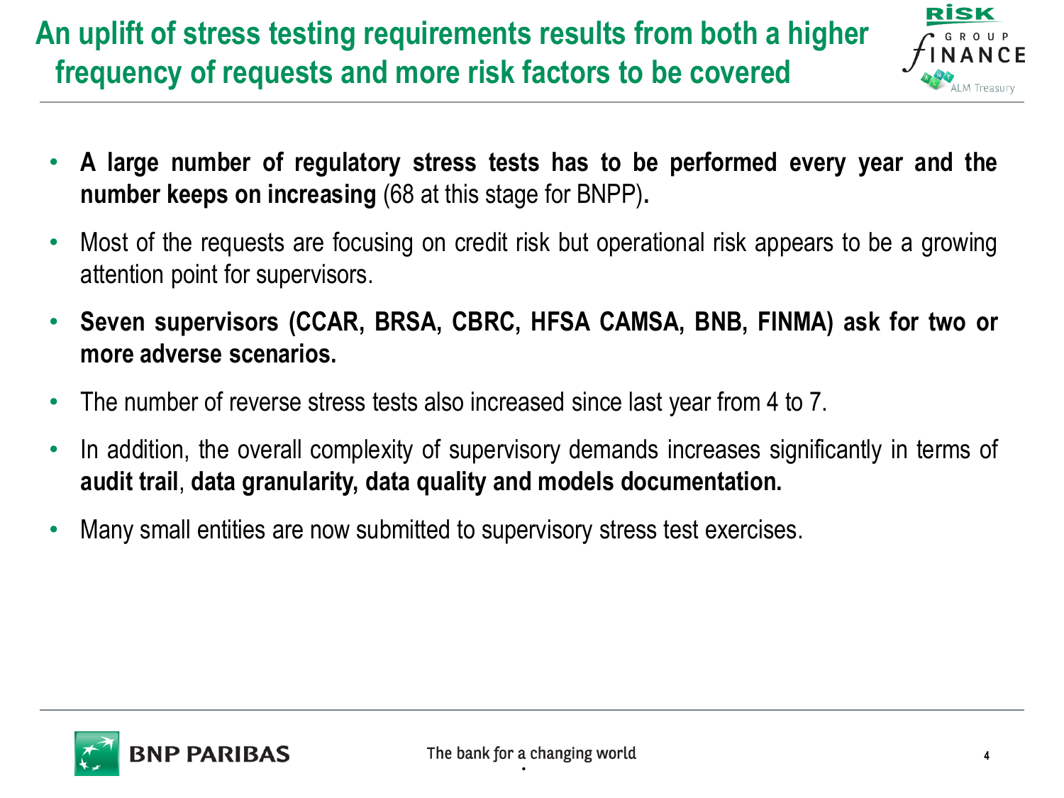# An uplift of stress testing requirements results from both a higher frequency of requests and more risk factors to be covered

- **A large number of regulatory stress tests has to be performed every year and the number keeps on increasing** (68 at this stage for BNPP)**.**
- Most of the requests are focusing on credit risk but operational risk appears to be a growing attention point for supervisors.
- **Seven supervisors (CCAR, BRSA, CBRC, HFSA CAMSA, BNB, FINMA) ask for two or more adverse scenarios.**
- The number of reverse stress tests also increased since last year from 4 to 7.
- In addition, the overall complexity of supervisory demands increases significantly in terms of **audit trail**, **data granularity, data quality and models documentation.**
- Many small entities are now submitted to supervisory stress test exercises.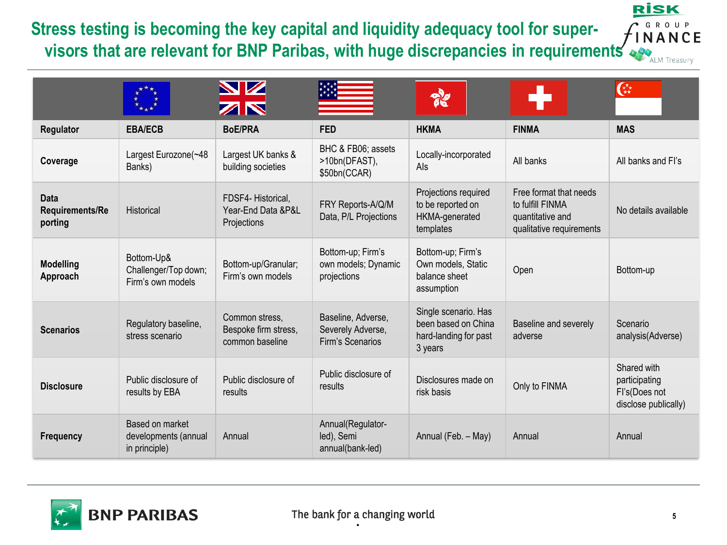# Stress testing is becoming the key capital and liquidity adequacy tool for supervisors that are relevant for BNP Paribas, with huge discrepancies in requirements

| Regulator | EBA/ECB | BoE/PRA | FED | HKMA | FINMA | MAS |
|---|---|---|---|---|---|---|
| **Coverage** | Largest Eurozone(~48 Banks) | Largest UK banks & building societies | BHC & FB06; assets >10bn(DFAST), $50bn(CCAR) | Locally-incorporated AIs | All banks | All banks and FI's |
| **Data Requirements/Reporting** | Historical | FDSF4- Historical, Year-End Data &P&L Projections | FRY Reports-A/Q/M Data, P/L Projections | Projections required to be reported on HKMA-generated templates | Free format that needs to fulfill FINMA quantitative and qualitative requirements | No details available |
| **Modelling Approach** | Bottom-Up& Challenger/Top down; Firm's own models | Bottom-up/Granular; Firm's own models | Bottom-up; Firm's own models; Dynamic projections | Bottom-up; Firm's Own models, Static balance sheet assumption | Open | Bottom-up |
| **Scenarios** | Regulatory baseline, stress scenario | Common stress, Bespoke firm stress, common baseline | Baseline, Adverse, Severely Adverse, Firm's Scenarios | Single scenario. Has been based on China hard-landing for past 3 years | Baseline and severely adverse | Scenario analysis(Adverse) |
| **Disclosure** | Public disclosure of results by EBA | Public disclosure of results | Public disclosure of results | Disclosures made on risk basis | Only to FINMA | Shared with participating FI's(Does not disclose publically) |
| **Frequency** | Based on market developments (annual in principle) | Annual | Annual(Regulator-led), Semi annual(bank-led) | Annual (Feb. – May) | Annual | Annual |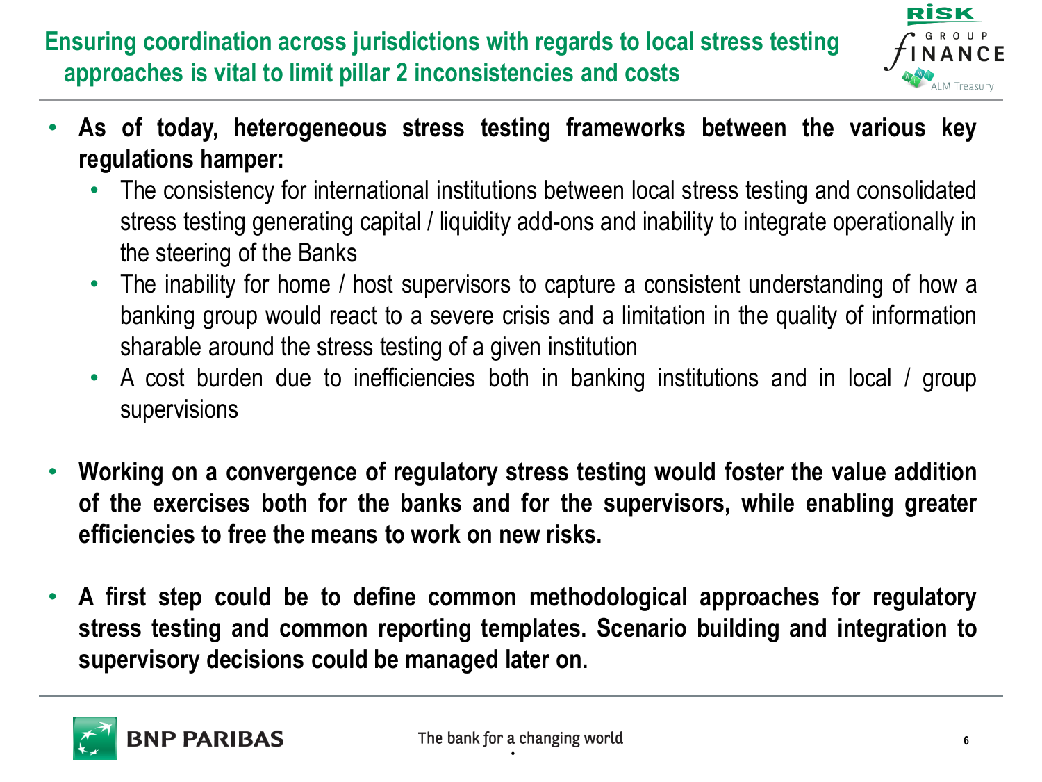# Ensuring coordination across jurisdictions with regards to local stress testing approaches is vital to limit pillar 2 inconsistencies and costs

- **As of today, heterogeneous stress testing frameworks between the various key regulations hamper:**
  - The consistency for international institutions between local stress testing and consolidated stress testing generating capital / liquidity add-ons and inability to integrate operationally in the steering of the Banks
  - The inability for home / host supervisors to capture a consistent understanding of how a banking group would react to a severe crisis and a limitation in the quality of information sharable around the stress testing of a given institution
  - A cost burden due to inefficiencies both in banking institutions and in local / group supervisions

- **Working on a convergence of regulatory stress testing would foster the value addition of the exercises both for the banks and for the supervisors, while enabling greater efficiencies to free the means to work on new risks.**

- **A first step could be to define common methodological approaches for regulatory stress testing and common reporting templates. Scenario building and integration to supervisory decisions could be managed later on.**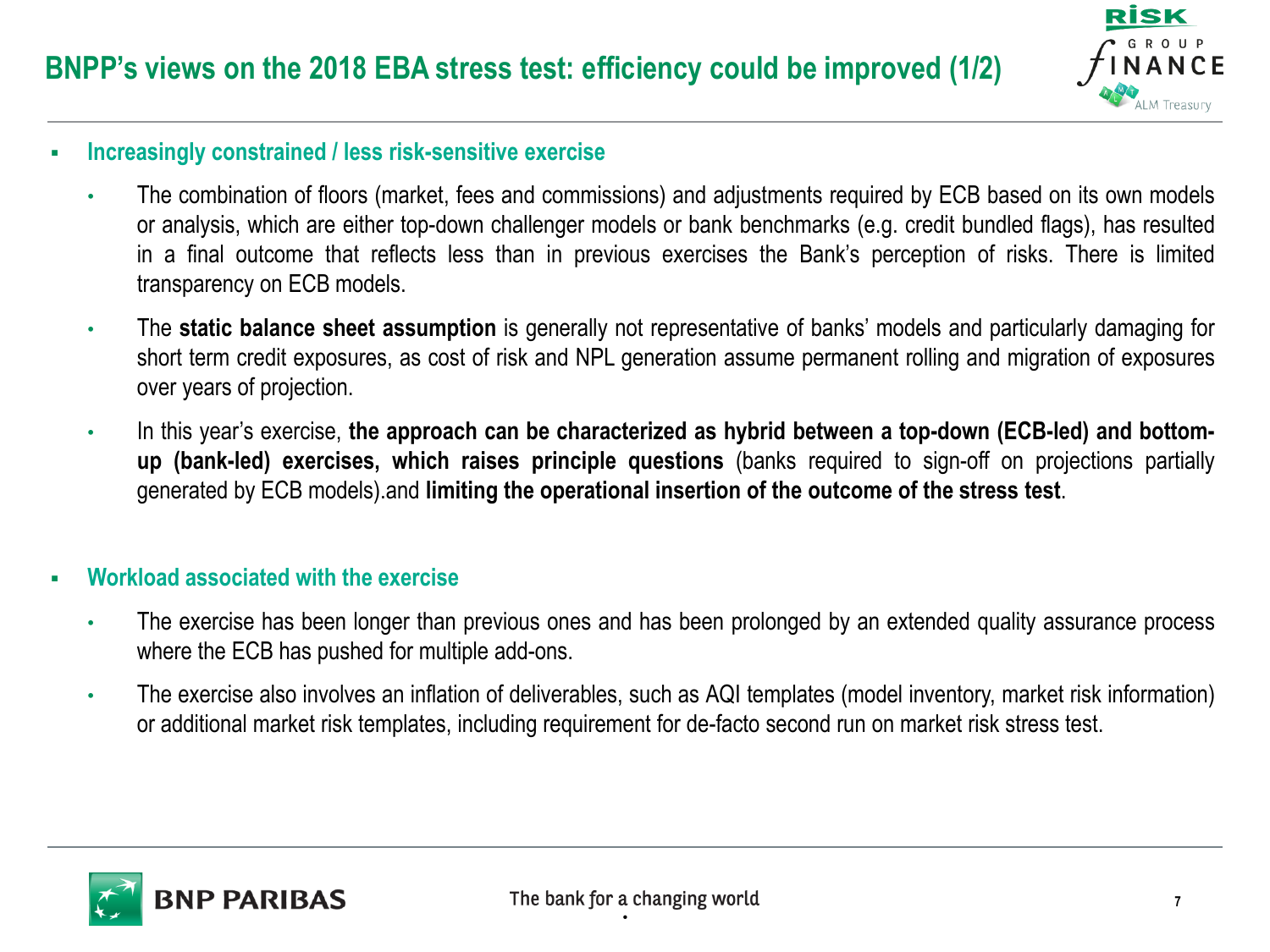# BNPP's views on the 2018 EBA stress test: efficiency could be improved (1/2)

- **Increasingly constrained / less risk-sensitive exercise**
  - The combination of floors (market, fees and commissions) and adjustments required by ECB based on its own models or analysis, which are either top-down challenger models or bank benchmarks (e.g. credit bundled flags), has resulted in a final outcome that reflects less than in previous exercises the Bank's perception of risks. There is limited transparency on ECB models.
  - The **static balance sheet assumption** is generally not representative of banks' models and particularly damaging for short term credit exposures, as cost of risk and NPL generation assume permanent rolling and migration of exposures over years of projection.
  - In this year's exercise, **the approach can be characterized as hybrid between a top-down (ECB-led) and bottom-up (bank-led) exercises, which raises principle questions** (banks required to sign-off on projections partially generated by ECB models).and **limiting the operational insertion of the outcome of the stress test**.

- **Workload associated with the exercise**
  - The exercise has been longer than previous ones and has been prolonged by an extended quality assurance process where the ECB has pushed for multiple add-ons.
  - The exercise also involves an inflation of deliverables, such as AQI templates (model inventory, market risk information) or additional market risk templates, including requirement for de-facto second run on market risk stress test.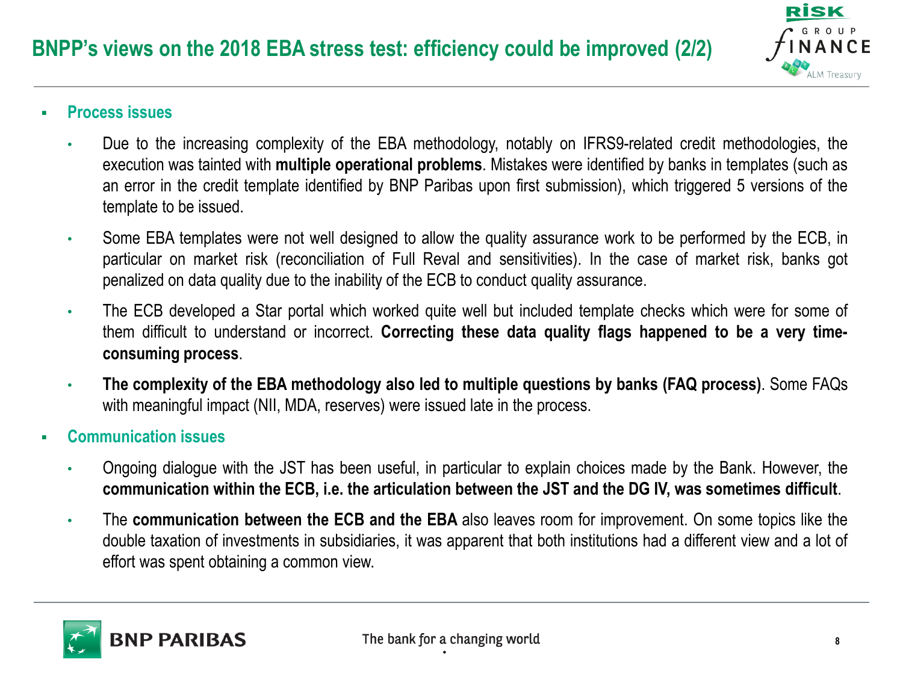# BNPP's views on the 2018 EBA stress test: efficiency could be improved (2/2)

- **Process issues**
  - Due to the increasing complexity of the EBA methodology, notably on IFRS9-related credit methodologies, the execution was tainted with **multiple operational problems**. Mistakes were identified by banks in templates (such as an error in the credit template identified by BNP Paribas upon first submission), which triggered 5 versions of the template to be issued.
  - Some EBA templates were not well designed to allow the quality assurance work to be performed by the ECB, in particular on market risk (reconciliation of Full Reval and sensitivities). In the case of market risk, banks got penalized on data quality due to the inability of the ECB to conduct quality assurance.
  - The ECB developed a Star portal which worked quite well but included template checks which were for some of them difficult to understand or incorrect. **Correcting these data quality flags happened to be a very time-consuming process**.
  - **The complexity of the EBA methodology also led to multiple questions by banks (FAQ process)**. Some FAQs with meaningful impact (NII, MDA, reserves) were issued late in the process.
- **Communication issues**
  - Ongoing dialogue with the JST has been useful, in particular to explain choices made by the Bank. However, the **communication within the ECB, i.e. the articulation between the JST and the DG IV, was sometimes difficult**.
  - The **communication between the ECB and the EBA** also leaves room for improvement. On some topics like the double taxation of investments in subsidiaries, it was apparent that both institutions had a different view and a lot of effort was spent obtaining a common view.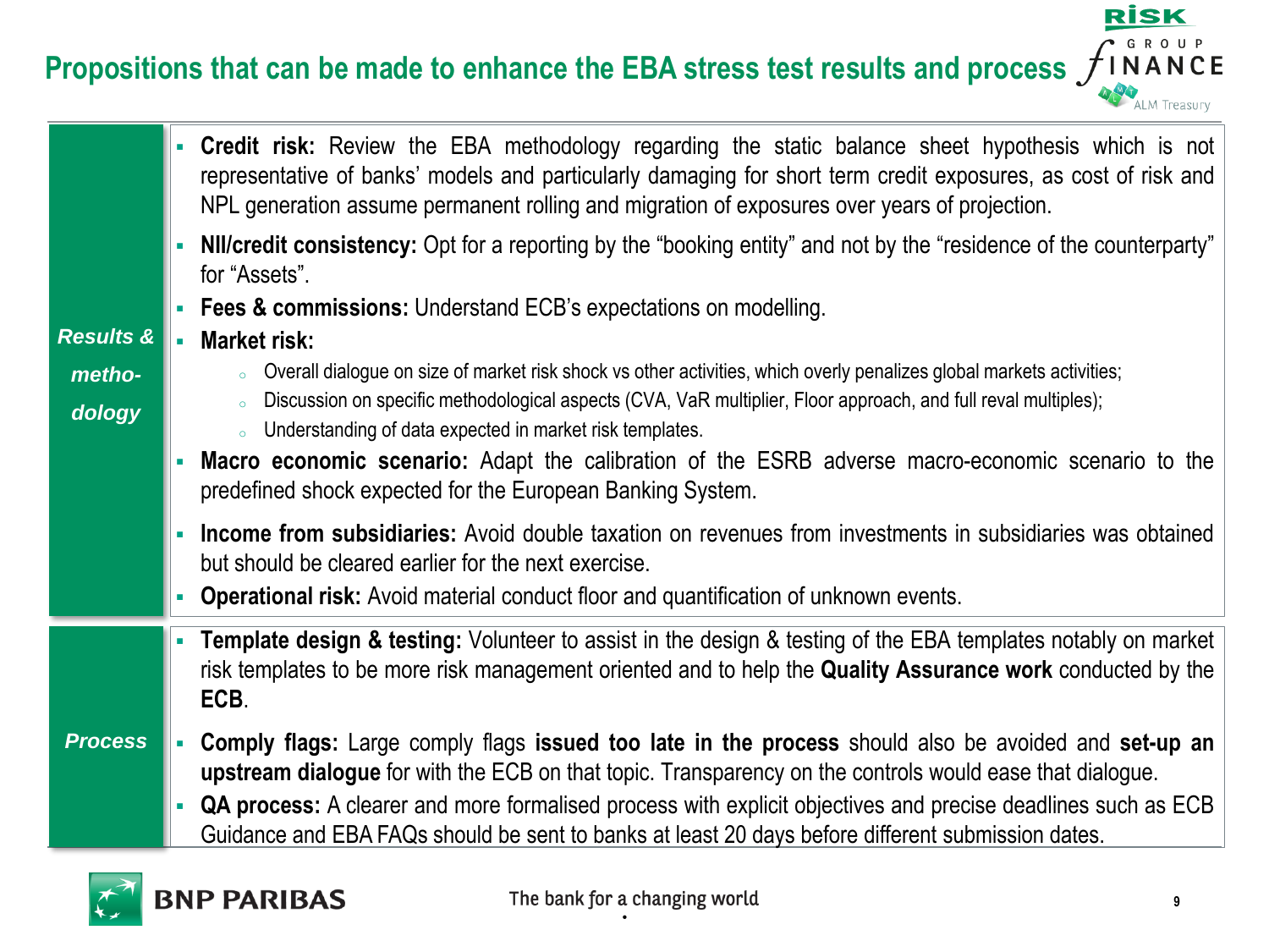# Propositions that can be made to enhance the EBA stress test results and process

## *Results & methodology*

- **Credit risk:** Review the EBA methodology regarding the static balance sheet hypothesis which is not representative of banks' models and particularly damaging for short term credit exposures, as cost of risk and NPL generation assume permanent rolling and migration of exposures over years of projection.
- **NII/credit consistency:** Opt for a reporting by the "booking entity" and not by the "residence of the counterparty" for "Assets".
- **Fees & commissions:** Understand ECB's expectations on modelling.
- **Market risk:**
  - Overall dialogue on size of market risk shock vs other activities, which overly penalizes global markets activities;
  - Discussion on specific methodological aspects (CVA, VaR multiplier, Floor approach, and full reval multiples);
  - Understanding of data expected in market risk templates.
- **Macro economic scenario:** Adapt the calibration of the ESRB adverse macro-economic scenario to the predefined shock expected for the European Banking System.
- **Income from subsidiaries:** Avoid double taxation on revenues from investments in subsidiaries was obtained but should be cleared earlier for the next exercise.
- **Operational risk:** Avoid material conduct floor and quantification of unknown events.

## *Process*

- **Template design & testing:** Volunteer to assist in the design & testing of the EBA templates notably on market risk templates to be more risk management oriented and to help the **Quality Assurance work** conducted by the **ECB**.
- **Comply flags:** Large comply flags **issued too late in the process** should also be avoided and **set-up an upstream dialogue** for with the ECB on that topic. Transparency on the controls would ease that dialogue.
- **QA process:** A clearer and more formalised process with explicit objectives and precise deadlines such as ECB Guidance and EBA FAQs should be sent to banks at least 20 days before different submission dates.